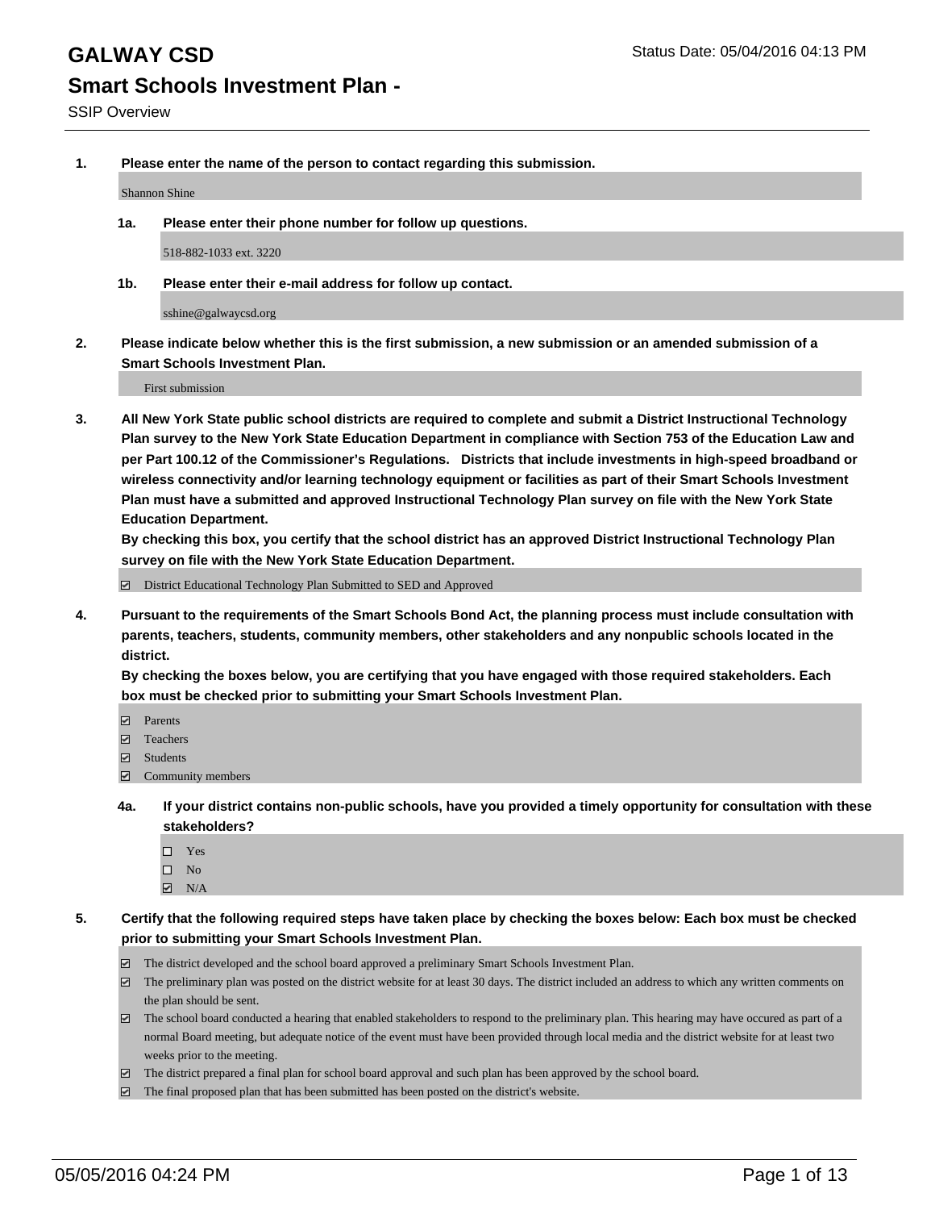# GALWAY CSD

Status Date: 05/04/2016 04:13 PM

## Smart Schools Investment Plan -

SSIP Overview

**1. Please enter the name of the person to contact regarding this submission.**

Shannon Shine

**1a. Please enter their phone number for follow up questions.**

518-882-1033 ext. 3220

**1b. Please enter their e-mail address for follow up contact.**

sshine@galwaycsd.org

**2. Please indicate below whether this is the first submission, a new submission or an amended submission of a Smart Schools Investment Plan.**

First submission

**3. All New York State public school districts are required to complete and submit a District Instructional Technology Plan survey to the New York State Education Department in compliance with Section 753 of the Education Law and per Part 100.12 of the Commissioner's Regulations. Districts that include investments in high-speed broadband or wireless connectivity and/or learning technology equipment or facilities as part of their Smart Schools Investment Plan must have a submitted and approved Instructional Technology Plan survey on file with the New York State Education Department.**
**By checking this box, you certify that the school district has an approved District Instructional Technology Plan survey on file with the New York State Education Department.**

- [x] District Educational Technology Plan Submitted to SED and Approved

**4. Pursuant to the requirements of the Smart Schools Bond Act, the planning process must include consultation with parents, teachers, students, community members, other stakeholders and any nonpublic schools located in the district.**
**By checking the boxes below, you are certifying that you have engaged with those required stakeholders. Each box must be checked prior to submitting your Smart Schools Investment Plan.**

- [x] Parents
- [x] Teachers
- [x] Students
- [x] Community members

**4a. If your district contains non-public schools, have you provided a timely opportunity for consultation with these stakeholders?**

- [ ] Yes
- [ ] No
- [x] N/A

**5. Certify that the following required steps have taken place by checking the boxes below: Each box must be checked prior to submitting your Smart Schools Investment Plan.**

- [x] The district developed and the school board approved a preliminary Smart Schools Investment Plan.
- [x] The preliminary plan was posted on the district website for at least 30 days. The district included an address to which any written comments on the plan should be sent.
- [x] The school board conducted a hearing that enabled stakeholders to respond to the preliminary plan. This hearing may have occured as part of a normal Board meeting, but adequate notice of the event must have been provided through local media and the district website for at least two weeks prior to the meeting.
- [x] The district prepared a final plan for school board approval and such plan has been approved by the school board.
- [x] The final proposed plan that has been submitted has been posted on the district's website.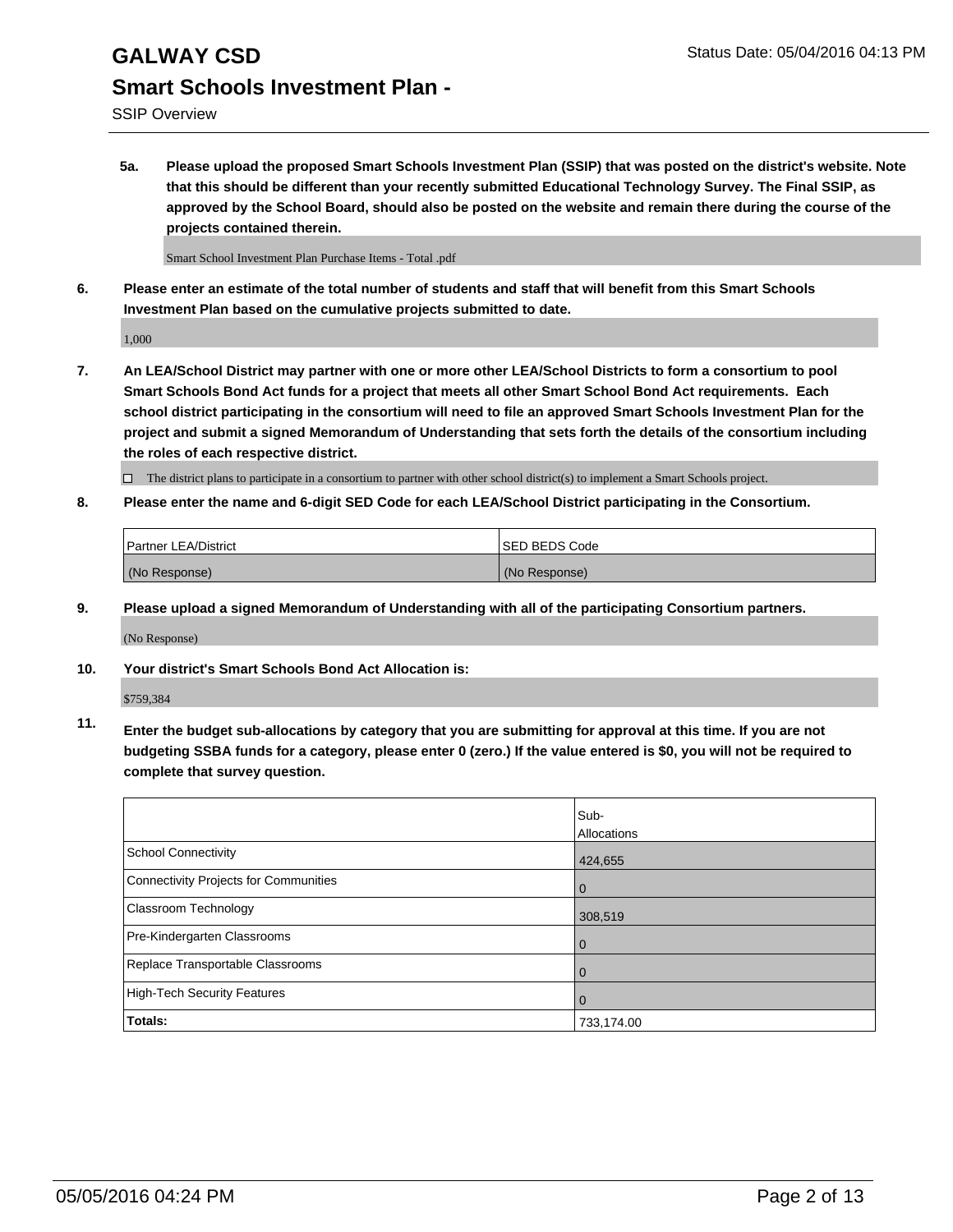# GALWAY CSD

## Smart Schools Investment Plan -

SSIP Overview

**5a. Please upload the proposed Smart Schools Investment Plan (SSIP) that was posted on the district's website. Note that this should be different than your recently submitted Educational Technology Survey. The Final SSIP, as approved by the School Board, should also be posted on the website and remain there during the course of the projects contained therein.**

Smart School Investment Plan Purchase Items - Total .pdf

**6. Please enter an estimate of the total number of students and staff that will benefit from this Smart Schools Investment Plan based on the cumulative projects submitted to date.**

1,000

**7. An LEA/School District may partner with one or more other LEA/School Districts to form a consortium to pool Smart Schools Bond Act funds for a project that meets all other Smart School Bond Act requirements. Each school district participating in the consortium will need to file an approved Smart Schools Investment Plan for the project and submit a signed Memorandum of Understanding that sets forth the details of the consortium including the roles of each respective district.**

☐ The district plans to participate in a consortium to partner with other school district(s) to implement a Smart Schools project.

**8. Please enter the name and 6-digit SED Code for each LEA/School District participating in the Consortium.**

| Partner LEA/District | SED BEDS Code |
| --- | --- |
| (No Response) | (No Response) |

**9. Please upload a signed Memorandum of Understanding with all of the participating Consortium partners.**

(No Response)

**10. Your district's Smart Schools Bond Act Allocation is:**

$759,384

**11. Enter the budget sub-allocations by category that you are submitting for approval at this time. If you are not budgeting SSBA funds for a category, please enter 0 (zero.) If the value entered is $0, you will not be required to complete that survey question.**

| | Sub-Allocations |
| --- | --- |
| School Connectivity | 424,655 |
| Connectivity Projects for Communities | 0 |
| Classroom Technology | 308,519 |
| Pre-Kindergarten Classrooms | 0 |
| Replace Transportable Classrooms | 0 |
| High-Tech Security Features | 0 |
| **Totals:** | 733,174.00 |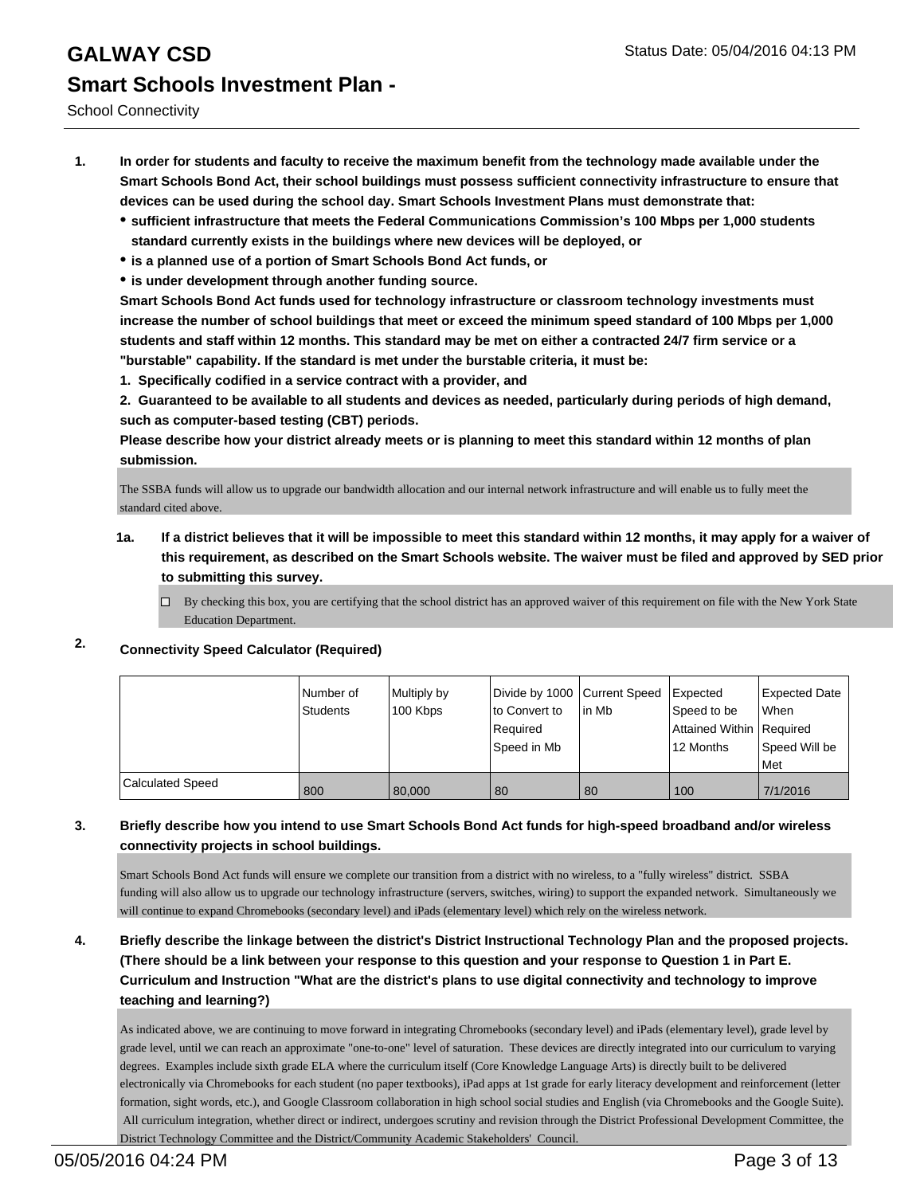# GALWAY CSD

## Smart Schools Investment Plan -

School Connectivity

1. **In order for students and faculty to receive the maximum benefit from the technology made available under the Smart Schools Bond Act, their school buildings must possess sufficient connectivity infrastructure to ensure that devices can be used during the school day. Smart Schools Investment Plans must demonstrate that:**
   - **sufficient infrastructure that meets the Federal Communications Commission's 100 Mbps per 1,000 students standard currently exists in the buildings where new devices will be deployed, or**
   - **is a planned use of a portion of Smart Schools Bond Act funds, or**
   - **is under development through another funding source.**

   **Smart Schools Bond Act funds used for technology infrastructure or classroom technology investments must increase the number of school buildings that meet or exceed the minimum speed standard of 100 Mbps per 1,000 students and staff within 12 months. This standard may be met on either a contracted 24/7 firm service or a "burstable" capability. If the standard is met under the burstable criteria, it must be:**

   **1. Specifically codified in a service contract with a provider, and**

   **2. Guaranteed to be available to all students and devices as needed, particularly during periods of high demand, such as computer-based testing (CBT) periods.**

   **Please describe how your district already meets or is planning to meet this standard within 12 months of plan submission.**

   The SSBA funds will allow us to upgrade our bandwidth allocation and our internal network infrastructure and will enable us to fully meet the standard cited above.

   **1a. If a district believes that it will be impossible to meet this standard within 12 months, it may apply for a waiver of this requirement, as described on the Smart Schools website. The waiver must be filed and approved by SED prior to submitting this survey.**

   ☐ By checking this box, you are certifying that the school district has an approved waiver of this requirement on file with the New York State Education Department.

2. **Connectivity Speed Calculator (Required)**

| | Number of Students | Multiply by 100 Kbps | Divide by 1000 to Convert to Required Speed in Mb | Current Speed in Mb | Expected Speed to be Attained Within 12 Months | Expected Date When Required Speed Will be Met |
|---|---|---|---|---|---|---|
| Calculated Speed | 800 | 80,000 | 80 | 80 | 100 | 7/1/2016 |

3. **Briefly describe how you intend to use Smart Schools Bond Act funds for high-speed broadband and/or wireless connectivity projects in school buildings.**

   Smart Schools Bond Act funds will ensure we complete our transition from a district with no wireless, to a "fully wireless" district. SSBA funding will also allow us to upgrade our technology infrastructure (servers, switches, wiring) to support the expanded network. Simultaneously we will continue to expand Chromebooks (secondary level) and iPads (elementary level) which rely on the wireless network.

4. **Briefly describe the linkage between the district's District Instructional Technology Plan and the proposed projects. (There should be a link between your response to this question and your response to Question 1 in Part E. Curriculum and Instruction "What are the district's plans to use digital connectivity and technology to improve teaching and learning?)**

   As indicated above, we are continuing to move forward in integrating Chromebooks (secondary level) and iPads (elementary level), grade level by grade level, until we can reach an approximate "one-to-one" level of saturation. These devices are directly integrated into our curriculum to varying degrees. Examples include sixth grade ELA where the curriculum itself (Core Knowledge Language Arts) is directly built to be delivered electronically via Chromebooks for each student (no paper textbooks), iPad apps at 1st grade for early literacy development and reinforcement (letter formation, sight words, etc.), and Google Classroom collaboration in high school social studies and English (via Chromebooks and the Google Suite). All curriculum integration, whether direct or indirect, undergoes scrutiny and revision through the District Professional Development Committee, the District Technology Committee and the District/Community Academic Stakeholders' Council.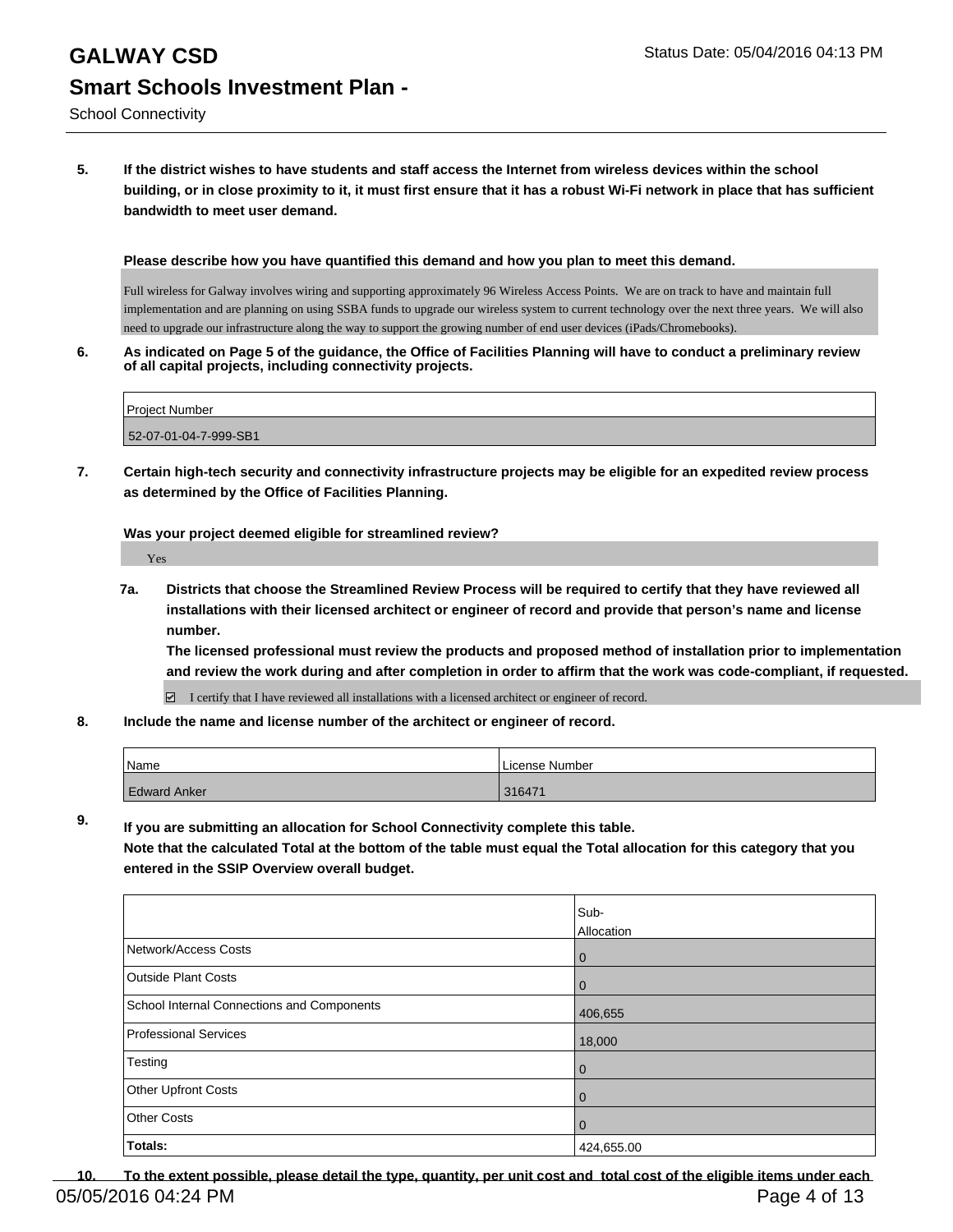# GALWAY CSD

Status Date: 05/04/2016 04:13 PM

## Smart Schools Investment Plan -

School Connectivity

**5. If the district wishes to have students and staff access the Internet from wireless devices within the school building, or in close proximity to it, it must first ensure that it has a robust Wi-Fi network in place that has sufficient bandwidth to meet user demand.**

**Please describe how you have quantified this demand and how you plan to meet this demand.**

Full wireless for Galway involves wiring and supporting approximately 96 Wireless Access Points. We are on track to have and maintain full implementation and are planning on using SSBA funds to upgrade our wireless system to current technology over the next three years. We will also need to upgrade our infrastructure along the way to support the growing number of end user devices (iPads/Chromebooks).

**6. As indicated on Page 5 of the guidance, the Office of Facilities Planning will have to conduct a preliminary review of all capital projects, including connectivity projects.**

| Project Number |
|---|
| 52-07-01-04-7-999-SB1 |

**7. Certain high-tech security and connectivity infrastructure projects may be eligible for an expedited review process as determined by the Office of Facilities Planning.**

**Was your project deemed eligible for streamlined review?**

Yes

**7a. Districts that choose the Streamlined Review Process will be required to certify that they have reviewed all installations with their licensed architect or engineer of record and provide that person's name and license number.**
**The licensed professional must review the products and proposed method of installation prior to implementation and review the work during and after completion in order to affirm that the work was code-compliant, if requested.**

☑ I certify that I have reviewed all installations with a licensed architect or engineer of record.

**8. Include the name and license number of the architect or engineer of record.**

| Name | License Number |
|---|---|
| Edward Anker | 316471 |

**9. If you are submitting an allocation for School Connectivity complete this table.**
**Note that the calculated Total at the bottom of the table must equal the Total allocation for this category that you entered in the SSIP Overview overall budget.**

| | Sub-Allocation |
|---|---|
| Network/Access Costs | 0 |
| Outside Plant Costs | 0 |
| School Internal Connections and Components | 406,655 |
| Professional Services | 18,000 |
| Testing | 0 |
| Other Upfront Costs | 0 |
| Other Costs | 0 |
| **Totals:** | 424,655.00 |

**10. To the extent possible, please detail the type, quantity, per unit cost and total cost of the eligible items under each**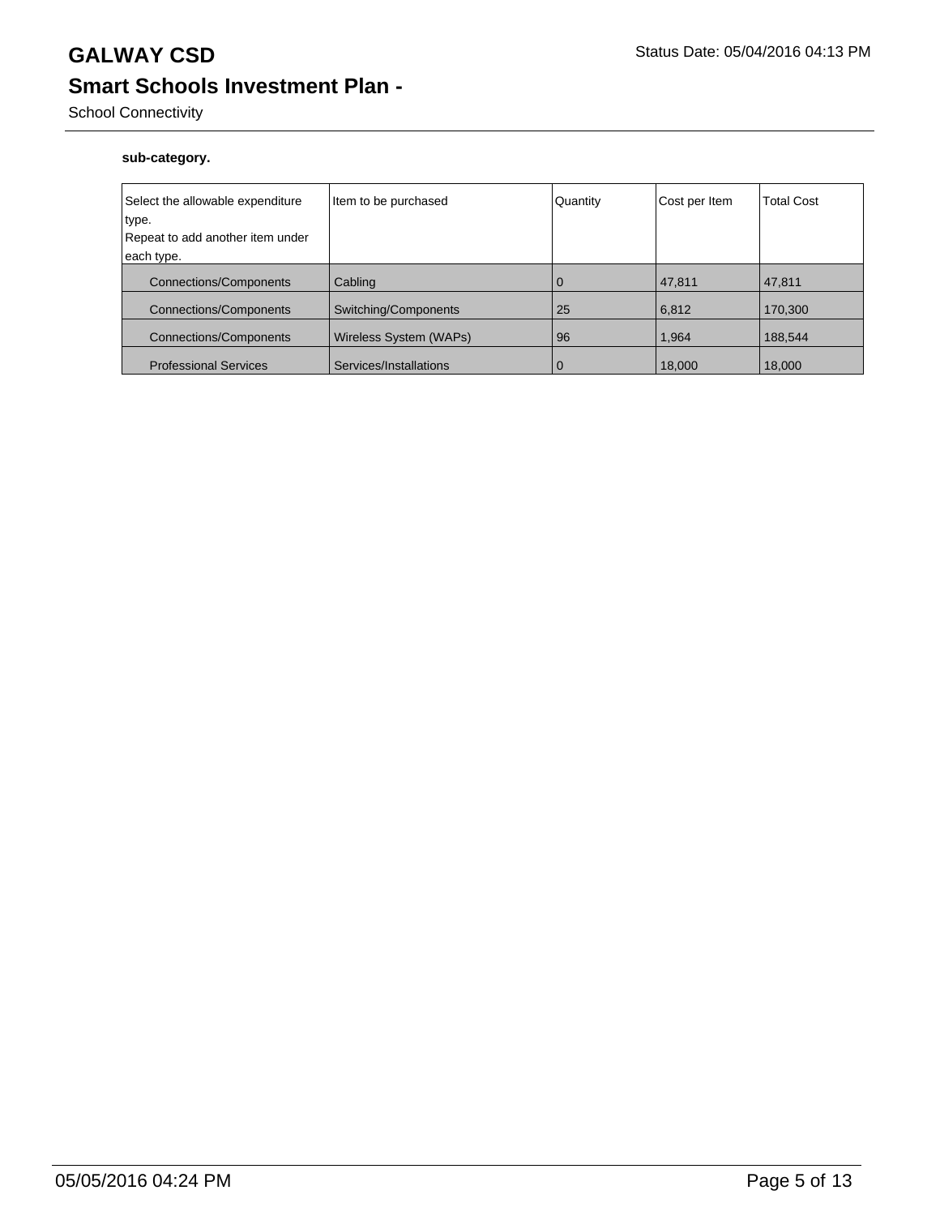# GALWAY CSD

## Smart Schools Investment Plan -

School Connectivity

**sub-category.**

| Select the allowable expenditure type. Repeat to add another item under each type. | Item to be purchased | Quantity | Cost per Item | Total Cost |
|---|---|---|---|---|
| Connections/Components | Cabling | 0 | 47,811 | 47,811 |
| Connections/Components | Switching/Components | 25 | 6,812 | 170,300 |
| Connections/Components | Wireless System (WAPs) | 96 | 1,964 | 188,544 |
| Professional Services | Services/Installations | 0 | 18,000 | 18,000 |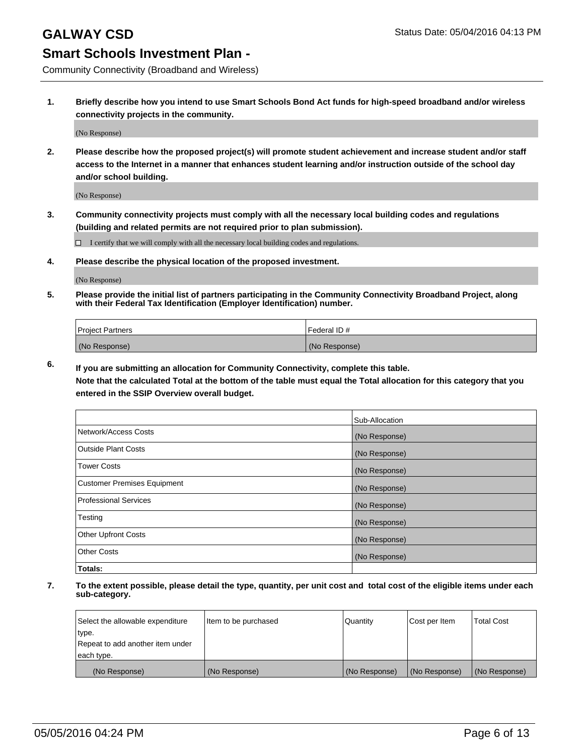# GALWAY CSD

Status Date: 05/04/2016 04:13 PM

## Smart Schools Investment Plan -

Community Connectivity (Broadband and Wireless)

**1. Briefly describe how you intend to use Smart Schools Bond Act funds for high-speed broadband and/or wireless connectivity projects in the community.**

(No Response)

**2. Please describe how the proposed project(s) will promote student achievement and increase student and/or staff access to the Internet in a manner that enhances student learning and/or instruction outside of the school day and/or school building.**

(No Response)

**3. Community connectivity projects must comply with all the necessary local building codes and regulations (building and related permits are not required prior to plan submission).**

☐ I certify that we will comply with all the necessary local building codes and regulations.

**4. Please describe the physical location of the proposed investment.**

(No Response)

**5. Please provide the initial list of partners participating in the Community Connectivity Broadband Project, along with their Federal Tax Identification (Employer Identification) number.**

| Project Partners | Federal ID # |
| --- | --- |
| (No Response) | (No Response) |

**6. If you are submitting an allocation for Community Connectivity, complete this table. Note that the calculated Total at the bottom of the table must equal the Total allocation for this category that you entered in the SSIP Overview overall budget.**

| | Sub-Allocation |
| --- | --- |
| Network/Access Costs | (No Response) |
| Outside Plant Costs | (No Response) |
| Tower Costs | (No Response) |
| Customer Premises Equipment | (No Response) |
| Professional Services | (No Response) |
| Testing | (No Response) |
| Other Upfront Costs | (No Response) |
| Other Costs | (No Response) |
| **Totals:** | |

**7. To the extent possible, please detail the type, quantity, per unit cost and total cost of the eligible items under each sub-category.**

| Select the allowable expenditure type. Repeat to add another item under each type. | Item to be purchased | Quantity | Cost per Item | Total Cost |
| --- | --- | --- | --- | --- |
| (No Response) | (No Response) | (No Response) | (No Response) | (No Response) |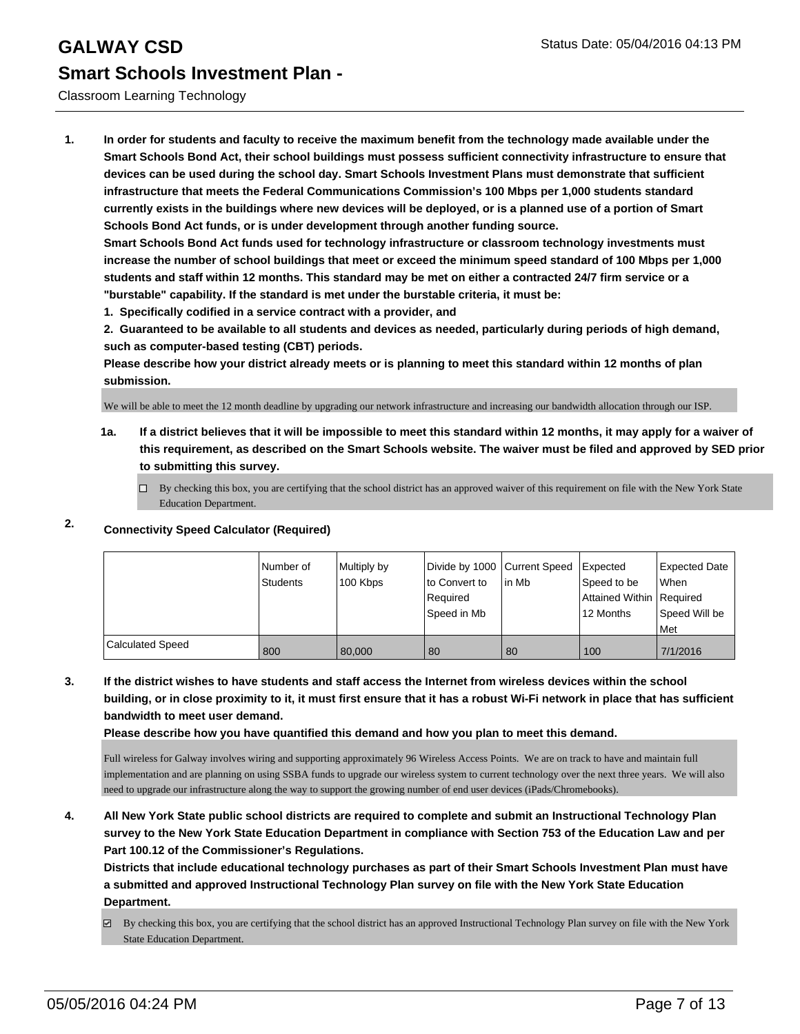# GALWAY CSD

## Smart Schools Investment Plan -

Classroom Learning Technology

**1. In order for students and faculty to receive the maximum benefit from the technology made available under the Smart Schools Bond Act, their school buildings must possess sufficient connectivity infrastructure to ensure that devices can be used during the school day. Smart Schools Investment Plans must demonstrate that sufficient infrastructure that meets the Federal Communications Commission's 100 Mbps per 1,000 students standard currently exists in the buildings where new devices will be deployed, or is a planned use of a portion of Smart Schools Bond Act funds, or is under development through another funding source.**

**Smart Schools Bond Act funds used for technology infrastructure or classroom technology investments must increase the number of school buildings that meet or exceed the minimum speed standard of 100 Mbps per 1,000 students and staff within 12 months. This standard may be met on either a contracted 24/7 firm service or a "burstable" capability. If the standard is met under the burstable criteria, it must be:**

**1. Specifically codified in a service contract with a provider, and**

**2. Guaranteed to be available to all students and devices as needed, particularly during periods of high demand, such as computer-based testing (CBT) periods.**

**Please describe how your district already meets or is planning to meet this standard within 12 months of plan submission.**

We will be able to meet the 12 month deadline by upgrading our network infrastructure and increasing our bandwidth allocation through our ISP.

**1a. If a district believes that it will be impossible to meet this standard within 12 months, it may apply for a waiver of this requirement, as described on the Smart Schools website. The waiver must be filed and approved by SED prior to submitting this survey.**

☐ By checking this box, you are certifying that the school district has an approved waiver of this requirement on file with the New York State Education Department.

**2. Connectivity Speed Calculator (Required)**

| | Number of Students | Multiply by 100 Kbps | Divide by 1000 to Convert to Required Speed in Mb | Current Speed in Mb | Expected Speed to be Attained Within 12 Months | Expected Date When Required Speed Will be Met |
|---|---|---|---|---|---|---|
| Calculated Speed | 800 | 80,000 | 80 | 80 | 100 | 7/1/2016 |

**3. If the district wishes to have students and staff access the Internet from wireless devices within the school building, or in close proximity to it, it must first ensure that it has a robust Wi-Fi network in place that has sufficient bandwidth to meet user demand.**

**Please describe how you have quantified this demand and how you plan to meet this demand.**

Full wireless for Galway involves wiring and supporting approximately 96 Wireless Access Points. We are on track to have and maintain full implementation and are planning on using SSBA funds to upgrade our wireless system to current technology over the next three years. We will also need to upgrade our infrastructure along the way to support the growing number of end user devices (iPads/Chromebooks).

**4. All New York State public school districts are required to complete and submit an Instructional Technology Plan survey to the New York State Education Department in compliance with Section 753 of the Education Law and per Part 100.12 of the Commissioner's Regulations.**

**Districts that include educational technology purchases as part of their Smart Schools Investment Plan must have a submitted and approved Instructional Technology Plan survey on file with the New York State Education Department.**

☑ By checking this box, you are certifying that the school district has an approved Instructional Technology Plan survey on file with the New York State Education Department.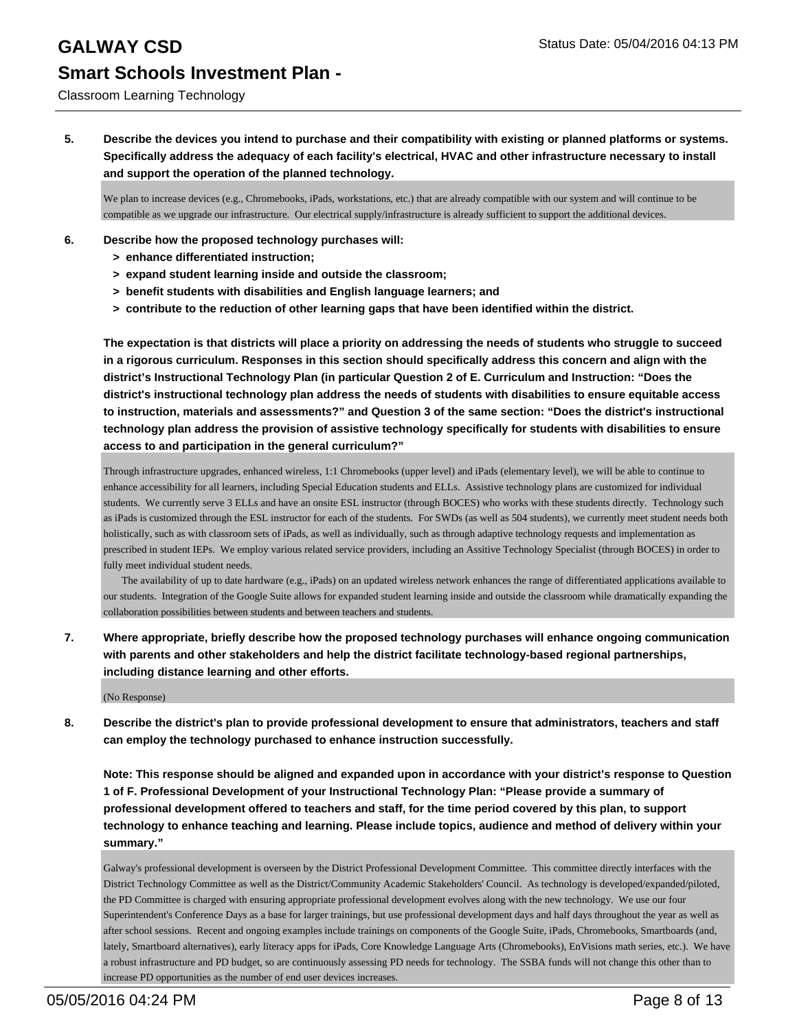**5. Describe the devices you intend to purchase and their compatibility with existing or planned platforms or systems. Specifically address the adequacy of each facility's electrical, HVAC and other infrastructure necessary to install and support the operation of the planned technology.**

We plan to increase devices (e.g., Chromebooks, iPads, workstations, etc.) that are already compatible with our system and will continue to be compatible as we upgrade our infrastructure. Our electrical supply/infrastructure is already sufficient to support the additional devices.

**6. Describe how the proposed technology purchases will:**

- **> enhance differentiated instruction;**
- **> expand student learning inside and outside the classroom;**
- **> benefit students with disabilities and English language learners; and**
- **> contribute to the reduction of other learning gaps that have been identified within the district.**

**The expectation is that districts will place a priority on addressing the needs of students who struggle to succeed in a rigorous curriculum. Responses in this section should specifically address this concern and align with the district's Instructional Technology Plan (in particular Question 2 of E. Curriculum and Instruction: "Does the district's instructional technology plan address the needs of students with disabilities to ensure equitable access to instruction, materials and assessments?" and Question 3 of the same section: "Does the district's instructional technology plan address the provision of assistive technology specifically for students with disabilities to ensure access to and participation in the general curriculum?"**

Through infrastructure upgrades, enhanced wireless, 1:1 Chromebooks (upper level) and iPads (elementary level), we will be able to continue to enhance accessibility for all learners, including Special Education students and ELLs. Assistive technology plans are customized for individual students. We currently serve 3 ELLs and have an onsite ESL instructor (through BOCES) who works with these students directly. Technology such as iPads is customized through the ESL instructor for each of the students. For SWDs (as well as 504 students), we currently meet student needs both holistically, such as with classroom sets of iPads, as well as individually, such as through adaptive technology requests and implementation as prescribed in student IEPs. We employ various related service providers, including an Assitive Technology Specialist (through BOCES) in order to fully meet individual student needs.

The availability of up to date hardware (e.g., iPads) on an updated wireless network enhances the range of differentiated applications available to our students. Integration of the Google Suite allows for expanded student learning inside and outside the classroom while dramatically expanding the collaboration possibilities between students and between teachers and students.

**7. Where appropriate, briefly describe how the proposed technology purchases will enhance ongoing communication with parents and other stakeholders and help the district facilitate technology-based regional partnerships, including distance learning and other efforts.**

(No Response)

**8. Describe the district's plan to provide professional development to ensure that administrators, teachers and staff can employ the technology purchased to enhance instruction successfully.**

**Note: This response should be aligned and expanded upon in accordance with your district's response to Question 1 of F. Professional Development of your Instructional Technology Plan: "Please provide a summary of professional development offered to teachers and staff, for the time period covered by this plan, to support technology to enhance teaching and learning. Please include topics, audience and method of delivery within your summary."**

Galway's professional development is overseen by the District Professional Development Committee. This committee directly interfaces with the District Technology Committee as well as the District/Community Academic Stakeholders' Council. As technology is developed/expanded/piloted, the PD Committee is charged with ensuring appropriate professional development evolves along with the new technology. We use our four Superintendent's Conference Days as a base for larger trainings, but use professional development days and half days throughout the year as well as after school sessions. Recent and ongoing examples include trainings on components of the Google Suite, iPads, Chromebooks, Smartboards (and, lately, Smartboard alternatives), early literacy apps for iPads, Core Knowledge Language Arts (Chromebooks), EnVisions math series, etc.). We have a robust infrastructure and PD budget, so are continuously assessing PD needs for technology. The SSBA funds will not change this other than to increase PD opportunities as the number of end user devices increases.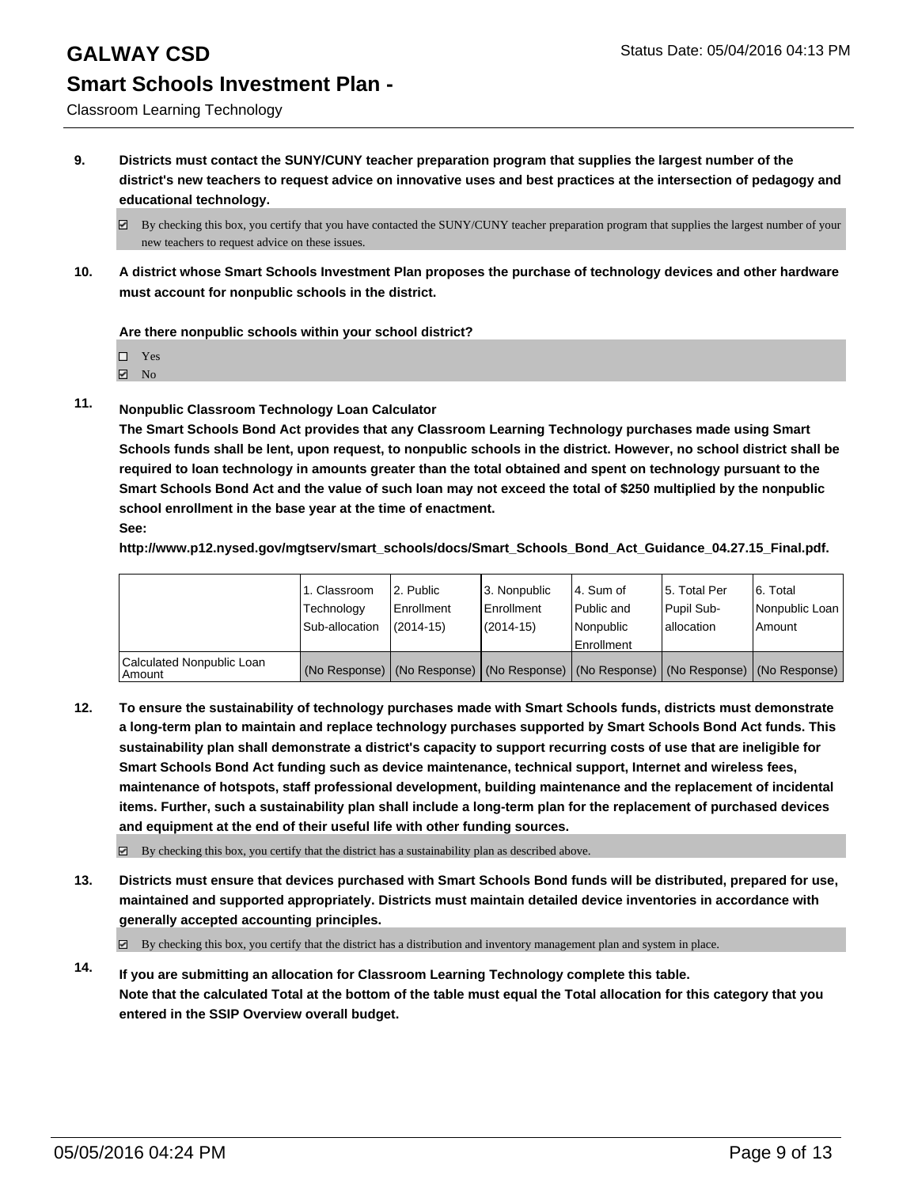**9. Districts must contact the SUNY/CUNY teacher preparation program that supplies the largest number of the district's new teachers to request advice on innovative uses and best practices at the intersection of pedagogy and educational technology.**

☑ By checking this box, you certify that you have contacted the SUNY/CUNY teacher preparation program that supplies the largest number of your new teachers to request advice on these issues.

**10. A district whose Smart Schools Investment Plan proposes the purchase of technology devices and other hardware must account for nonpublic schools in the district.**

**Are there nonpublic schools within your school district?**

☐ Yes
☑ No

**11. Nonpublic Classroom Technology Loan Calculator**

**The Smart Schools Bond Act provides that any Classroom Learning Technology purchases made using Smart Schools funds shall be lent, upon request, to nonpublic schools in the district. However, no school district shall be required to loan technology in amounts greater than the total obtained and spent on technology pursuant to the Smart Schools Bond Act and the value of such loan may not exceed the total of $250 multiplied by the nonpublic school enrollment in the base year at the time of enactment.**

**See:**

**http://www.p12.nysed.gov/mgtserv/smart_schools/docs/Smart_Schools_Bond_Act_Guidance_04.27.15_Final.pdf.**

| | 1. Classroom Technology Sub-allocation | 2. Public Enrollment (2014-15) | 3. Nonpublic Enrollment (2014-15) | 4. Sum of Public and Nonpublic Enrollment | 5. Total Per Pupil Sub-allocation | 6. Total Nonpublic Loan Amount |
|---|---|---|---|---|---|---|
| Calculated Nonpublic Loan Amount | (No Response) | (No Response) | (No Response) | (No Response) | (No Response) | (No Response) |

**12. To ensure the sustainability of technology purchases made with Smart Schools funds, districts must demonstrate a long-term plan to maintain and replace technology purchases supported by Smart Schools Bond Act funds. This sustainability plan shall demonstrate a district's capacity to support recurring costs of use that are ineligible for Smart Schools Bond Act funding such as device maintenance, technical support, Internet and wireless fees, maintenance of hotspots, staff professional development, building maintenance and the replacement of incidental items. Further, such a sustainability plan shall include a long-term plan for the replacement of purchased devices and equipment at the end of their useful life with other funding sources.**

☑ By checking this box, you certify that the district has a sustainability plan as described above.

**13. Districts must ensure that devices purchased with Smart Schools Bond funds will be distributed, prepared for use, maintained and supported appropriately. Districts must maintain detailed device inventories in accordance with generally accepted accounting principles.**

☑ By checking this box, you certify that the district has a distribution and inventory management plan and system in place.

**14. If you are submitting an allocation for Classroom Learning Technology complete this table. Note that the calculated Total at the bottom of the table must equal the Total allocation for this category that you entered in the SSIP Overview overall budget.**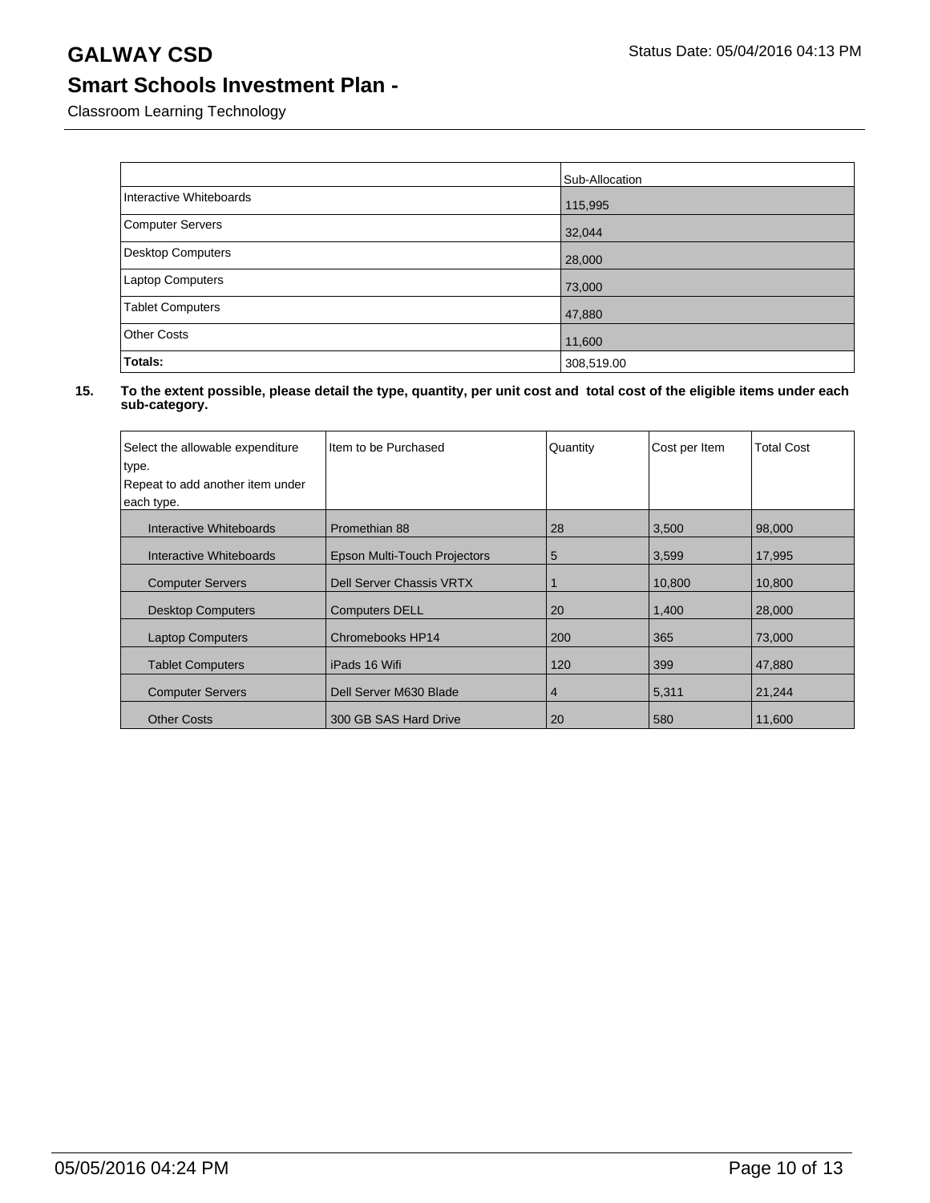# GALWAY CSD

Status Date: 05/04/2016 04:13 PM

## Smart Schools Investment Plan -

Classroom Learning Technology

| | Sub-Allocation |
|---|---|
| Interactive Whiteboards | 115,995 |
| Computer Servers | 32,044 |
| Desktop Computers | 28,000 |
| Laptop Computers | 73,000 |
| Tablet Computers | 47,880 |
| Other Costs | 11,600 |
| **Totals:** | 308,519.00 |

**15. To the extent possible, please detail the type, quantity, per unit cost and total cost of the eligible items under each sub-category.**

| Select the allowable expenditure type. Repeat to add another item under each type. | Item to be Purchased | Quantity | Cost per Item | Total Cost |
|---|---|---|---|---|
| Interactive Whiteboards | Promethian 88 | 28 | 3,500 | 98,000 |
| Interactive Whiteboards | Epson Multi-Touch Projectors | 5 | 3,599 | 17,995 |
| Computer Servers | Dell Server Chassis VRTX | 1 | 10,800 | 10,800 |
| Desktop Computers | Computers DELL | 20 | 1,400 | 28,000 |
| Laptop Computers | Chromebooks HP14 | 200 | 365 | 73,000 |
| Tablet Computers | iPads 16 Wifi | 120 | 399 | 47,880 |
| Computer Servers | Dell Server M630 Blade | 4 | 5,311 | 21,244 |
| Other Costs | 300 GB SAS Hard Drive | 20 | 580 | 11,600 |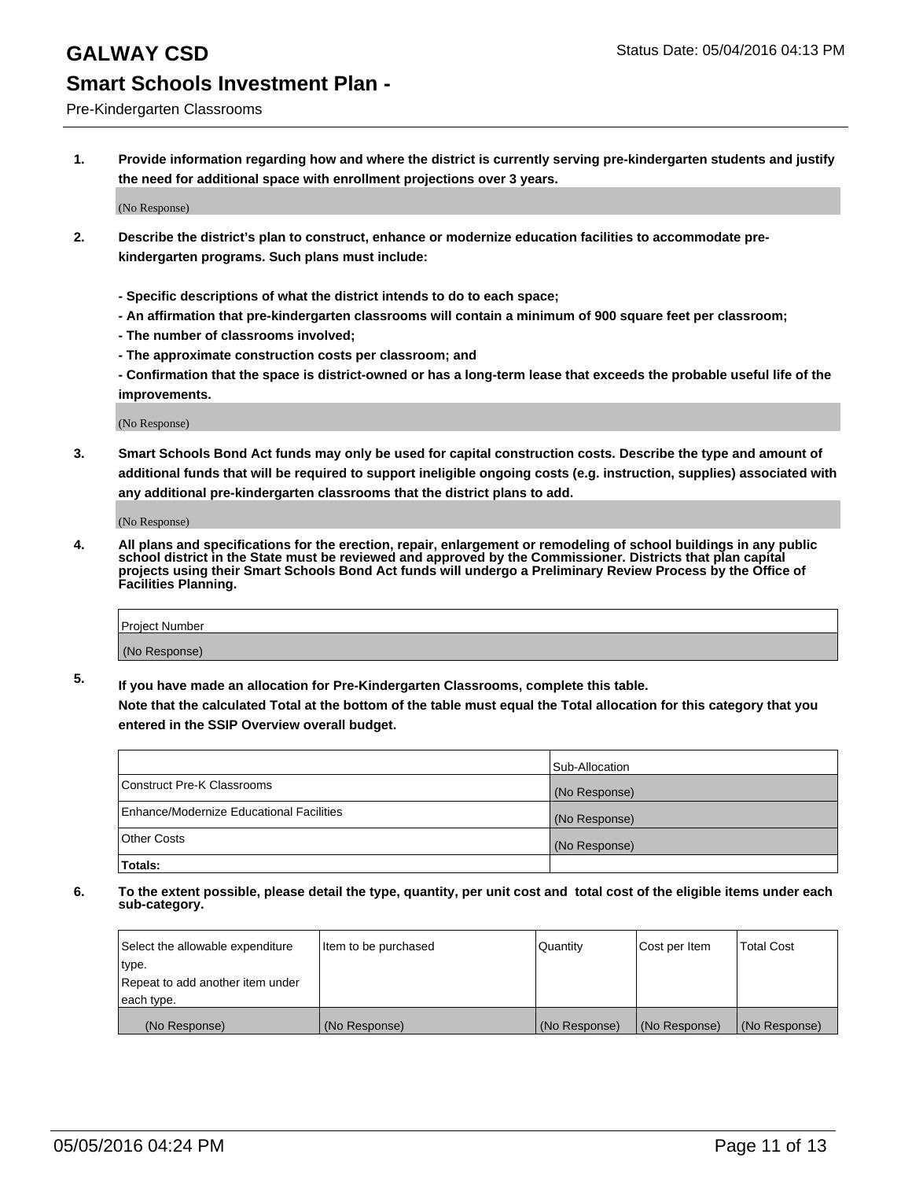# GALWAY CSD

Status Date: 05/04/2016 04:13 PM

## Smart Schools Investment Plan -

Pre-Kindergarten Classrooms

**1. Provide information regarding how and where the district is currently serving pre-kindergarten students and justify the need for additional space with enrollment projections over 3 years.**

(No Response)

**2. Describe the district's plan to construct, enhance or modernize education facilities to accommodate pre-kindergarten programs. Such plans must include:**

**- Specific descriptions of what the district intends to do to each space;**
**- An affirmation that pre-kindergarten classrooms will contain a minimum of 900 square feet per classroom;**
**- The number of classrooms involved;**
**- The approximate construction costs per classroom; and**
**- Confirmation that the space is district-owned or has a long-term lease that exceeds the probable useful life of the improvements.**

(No Response)

**3. Smart Schools Bond Act funds may only be used for capital construction costs. Describe the type and amount of additional funds that will be required to support ineligible ongoing costs (e.g. instruction, supplies) associated with any additional pre-kindergarten classrooms that the district plans to add.**

(No Response)

**4. All plans and specifications for the erection, repair, enlargement or remodeling of school buildings in any public school district in the State must be reviewed and approved by the Commissioner. Districts that plan capital projects using their Smart Schools Bond Act funds will undergo a Preliminary Review Process by the Office of Facilities Planning.**

| Project Number |
|---|
| (No Response) |

**5. If you have made an allocation for Pre-Kindergarten Classrooms, complete this table.**
**Note that the calculated Total at the bottom of the table must equal the Total allocation for this category that you entered in the SSIP Overview overall budget.**

| | Sub-Allocation |
|---|---|
| Construct Pre-K Classrooms | (No Response) |
| Enhance/Modernize Educational Facilities | (No Response) |
| Other Costs | (No Response) |
| **Totals:** | |

**6. To the extent possible, please detail the type, quantity, per unit cost and total cost of the eligible items under each sub-category.**

| Select the allowable expenditure type. Repeat to add another item under each type. | Item to be purchased | Quantity | Cost per Item | Total Cost |
|---|---|---|---|---|
| (No Response) | (No Response) | (No Response) | (No Response) | (No Response) |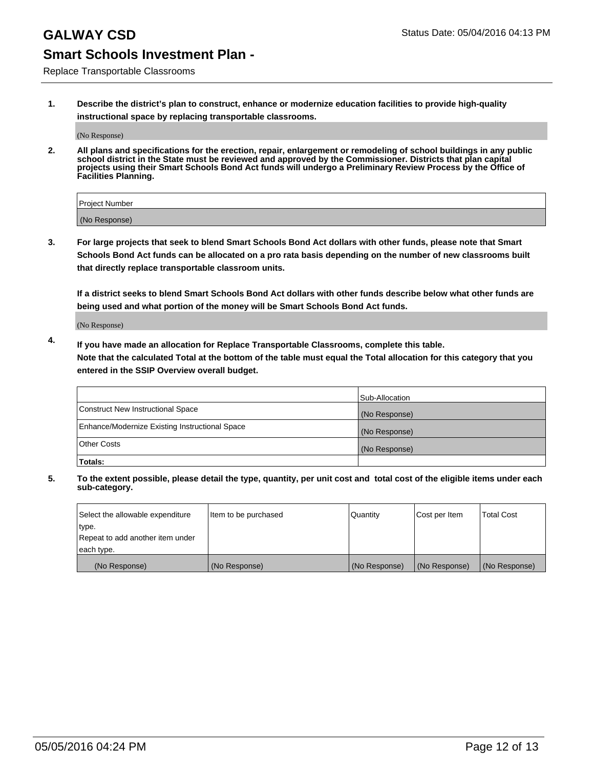# GALWAY CSD

## Smart Schools Investment Plan -

Replace Transportable Classrooms

**1. Describe the district's plan to construct, enhance or modernize education facilities to provide high-quality instructional space by replacing transportable classrooms.**

(No Response)

**2. All plans and specifications for the erection, repair, enlargement or remodeling of school buildings in any public school district in the State must be reviewed and approved by the Commissioner. Districts that plan capital projects using their Smart Schools Bond Act funds will undergo a Preliminary Review Process by the Office of Facilities Planning.**

| Project Number |
| --- |
| (No Response) |

**3. For large projects that seek to blend Smart Schools Bond Act dollars with other funds, please note that Smart Schools Bond Act funds can be allocated on a pro rata basis depending on the number of new classrooms built that directly replace transportable classroom units.**

**If a district seeks to blend Smart Schools Bond Act dollars with other funds describe below what other funds are being used and what portion of the money will be Smart Schools Bond Act funds.**

(No Response)

**4. If you have made an allocation for Replace Transportable Classrooms, complete this table. Note that the calculated Total at the bottom of the table must equal the Total allocation for this category that you entered in the SSIP Overview overall budget.**

| | Sub-Allocation |
| --- | --- |
| Construct New Instructional Space | (No Response) |
| Enhance/Modernize Existing Instructional Space | (No Response) |
| Other Costs | (No Response) |
| **Totals:** | |

**5. To the extent possible, please detail the type, quantity, per unit cost and total cost of the eligible items under each sub-category.**

| Select the allowable expenditure type. Repeat to add another item under each type. | Item to be purchased | Quantity | Cost per Item | Total Cost |
| --- | --- | --- | --- | --- |
| (No Response) | (No Response) | (No Response) | (No Response) | (No Response) |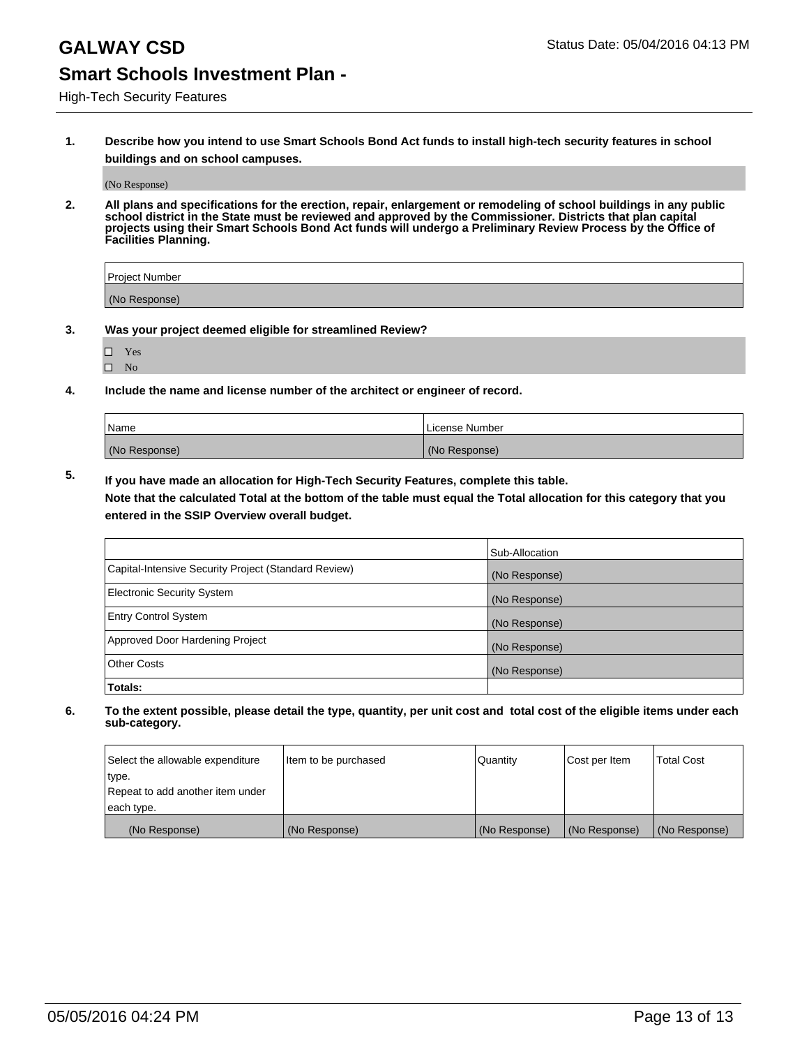# GALWAY CSD

Status Date: 05/04/2016 04:13 PM

## Smart Schools Investment Plan -

High-Tech Security Features

**1. Describe how you intend to use Smart Schools Bond Act funds to install high-tech security features in school buildings and on school campuses.**

(No Response)

**2. All plans and specifications for the erection, repair, enlargement or remodeling of school buildings in any public school district in the State must be reviewed and approved by the Commissioner. Districts that plan capital projects using their Smart Schools Bond Act funds will undergo a Preliminary Review Process by the Office of Facilities Planning.**

| Project Number |
|---|
| (No Response) |

**3. Was your project deemed eligible for streamlined Review?**

- ☐ Yes
- ☐ No

**4. Include the name and license number of the architect or engineer of record.**

| Name | License Number |
|---|---|
| (No Response) | (No Response) |

**5. If you have made an allocation for High-Tech Security Features, complete this table.**
**Note that the calculated Total at the bottom of the table must equal the Total allocation for this category that you entered in the SSIP Overview overall budget.**

| | Sub-Allocation |
|---|---|
| Capital-Intensive Security Project (Standard Review) | (No Response) |
| Electronic Security System | (No Response) |
| Entry Control System | (No Response) |
| Approved Door Hardening Project | (No Response) |
| Other Costs | (No Response) |
| **Totals:** | |

**6. To the extent possible, please detail the type, quantity, per unit cost and total cost of the eligible items under each sub-category.**

| Select the allowable expenditure type. Repeat to add another item under each type. | Item to be purchased | Quantity | Cost per Item | Total Cost |
|---|---|---|---|---|
| (No Response) | (No Response) | (No Response) | (No Response) | (No Response) |